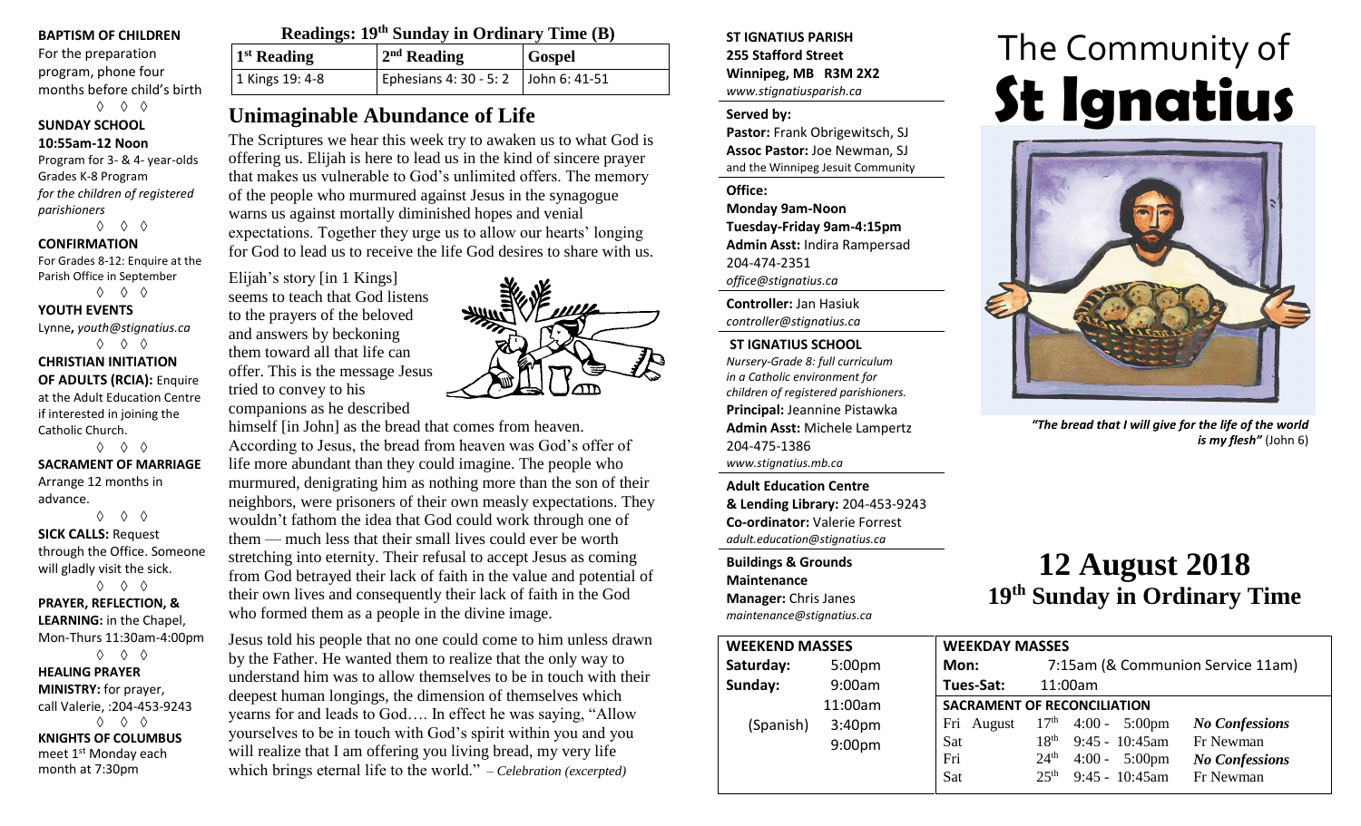**BAPTISM OF CHILDREN**
For the preparation program, phone four months before child's birth
◊ ◊ ◊

**SUNDAY SCHOOL**
**10:55am-12 Noon**
Program for 3- & 4- year-olds
Grades K-8 Program
*for the children of registered parishioners*
◊ ◊ ◊

**CONFIRMATION**
For Grades 8-12: Enquire at the Parish Office in September
◊ ◊ ◊

**YOUTH EVENTS**
Lynne, *youth@stignatius.ca*
◊ ◊ ◊

**CHRISTIAN INITIATION OF ADULTS (RCIA):** Enquire at the Adult Education Centre if interested in joining the Catholic Church.
◊ ◊ ◊

**SACRAMENT OF MARRIAGE**
Arrange 12 months in advance.
◊ ◊ ◊

**SICK CALLS:** Request through the Office. Someone will gladly visit the sick.
◊ ◊ ◊

**PRAYER, REFLECTION, & LEARNING:** in the Chapel, Mon-Thurs 11:30am-4:00pm
◊ ◊ ◊

**HEALING PRAYER MINISTRY:** for prayer, call Valerie, :204-453-9243
◊ ◊ ◊

**KNIGHTS OF COLUMBUS**
meet 1st Monday each month at 7:30pm

## Readings: 19th Sunday in Ordinary Time (B)

| 1st Reading | 2nd Reading | Gospel |
|---|---|---|
| 1 Kings 19: 4-8 | Ephesians 4: 30 - 5: 2 | John 6: 41-51 |

## Unimaginable Abundance of Life

The Scriptures we hear this week try to awaken us to what God is offering us. Elijah is here to lead us in the kind of sincere prayer that makes us vulnerable to God's unlimited offers. The memory of the people who murmured against Jesus in the synagogue warns us against mortally diminished hopes and venial expectations. Together they urge us to allow our hearts' longing for God to lead us to receive the life God desires to share with us.

Elijah's story [in 1 Kings] seems to teach that God listens to the prayers of the beloved and answers by beckoning them toward all that life can offer. This is the message Jesus tried to convey to his companions as he described himself [in John] as the bread that comes from heaven. According to Jesus, the bread from heaven was God's offer of life more abundant than they could imagine. The people who murmured, denigrating him as nothing more than the son of their neighbors, were prisoners of their own measly expectations. They wouldn't fathom the idea that God could work through one of them — much less that their small lives could ever be worth stretching into eternity. Their refusal to accept Jesus as coming from God betrayed their lack of faith in the value and potential of their own lives and consequently their lack of faith in the God who formed them as a people in the divine image.

Jesus told his people that no one could come to him unless drawn by the Father. He wanted them to realize that the only way to understand him was to allow themselves to be in touch with their deepest human longings, the dimension of themselves which yearns for and leads to God…. In effect he was saying, "Allow yourselves to be in touch with God's spirit within you and you will realize that I am offering you living bread, my very life which brings eternal life to the world." *– Celebration (excerpted)*

**ST IGNATIUS PARISH**
**255 Stafford Street**
**Winnipeg, MB R3M 2X2**
*www.stignatiusparish.ca*

**Served by:**
**Pastor:** Frank Obrigewitsch, SJ
**Assoc Pastor:** Joe Newman, SJ
and the Winnipeg Jesuit Community

**Office:**
**Monday 9am-Noon**
**Tuesday-Friday 9am-4:15pm**
**Admin Asst:** Indira Rampersad
204-474-2351
*office@stignatius.ca*

**Controller:** Jan Hasiuk
*controller@stignatius.ca*

**ST IGNATIUS SCHOOL**
*Nursery-Grade 8: full curriculum in a Catholic environment for children of registered parishioners.*
**Principal:** Jeannine Pistawka
**Admin Asst:** Michele Lampertz
204-475-1386
*www.stignatius.mb.ca*

**Adult Education Centre & Lending Library:** 204-453-9243
**Co-ordinator:** Valerie Forrest
*adult.education@stignatius.ca*

**Buildings & Grounds Maintenance**
**Manager:** Chris Janes
*maintenance@stignatius.ca*

| WEEKEND MASSES | |
|---|---|
| Saturday: | 5:00pm |
| Sunday: | 9:00am |
| | 11:00am |
| (Spanish) | 3:40pm |
| | 9:00pm |

# The Community of St Ignatius

*"The bread that I will give for the life of the world is my flesh"* (John 6)

# 12 August 2018
## 19th Sunday in Ordinary Time

**WEEKDAY MASSES**

| | |
|---|---|
| Mon: | 7:15am (& Communion Service 11am) |
| Tues-Sat: | 11:00am |

**SACRAMENT OF RECONCILIATION**

| | | | |
|---|---|---|---|
| Fri August | 17th | 4:00 - 5:00pm | *No Confessions* |
| Sat | 18th | 9:45 - 10:45am | Fr Newman |
| Fri | 24th | 4:00 - 5:00pm | *No Confessions* |
| Sat | 25th | 9:45 - 10:45am | Fr Newman |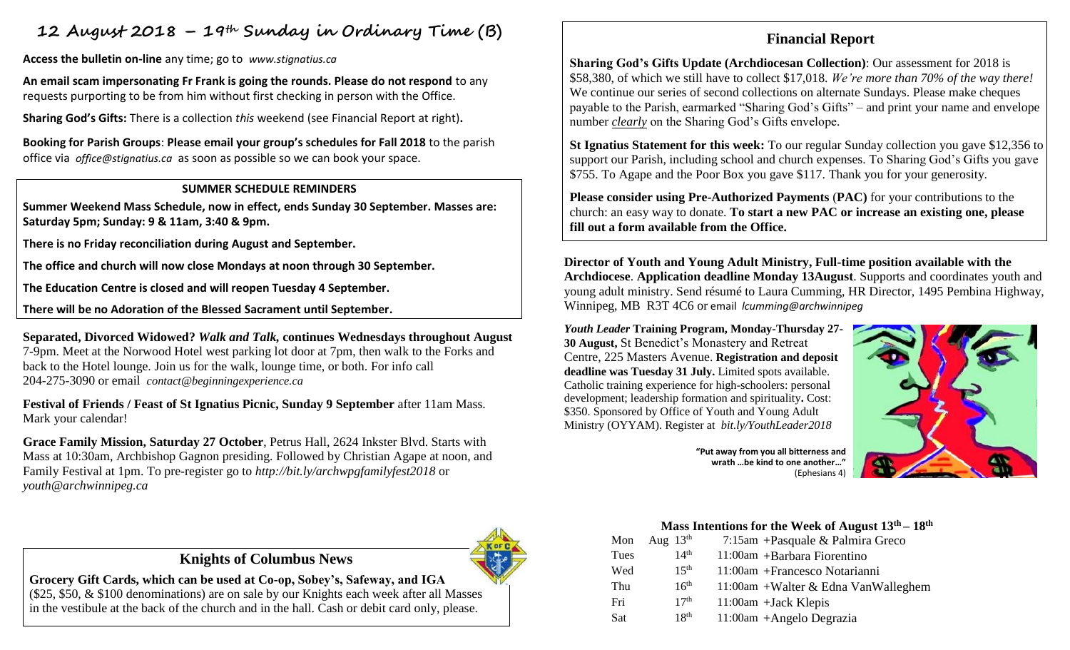# 12 August 2018 – 19th Sunday in Ordinary Time (B)

**Access the bulletin on-line** any time; go to *www.stignatius.ca*

**An email scam impersonating Fr Frank is going the rounds. Please do not respond** to any requests purporting to be from him without first checking in person with the Office.

**Sharing God's Gifts:** There is a collection *this* weekend (see Financial Report at right)**.**

**Booking for Parish Groups**: **Please email your group's schedules for Fall 2018** to the parish office via *office@stignatius.ca* as soon as possible so we can book your space.

**SUMMER SCHEDULE REMINDERS**

**Summer Weekend Mass Schedule, now in effect, ends Sunday 30 September. Masses are: Saturday 5pm; Sunday: 9 & 11am, 3:40 & 9pm.**

**There is no Friday reconciliation during August and September.**

**The office and church will now close Mondays at noon through 30 September.**

**The Education Centre is closed and will reopen Tuesday 4 September.**

**There will be no Adoration of the Blessed Sacrament until September.**

**Separated, Divorced Widowed?** ***Walk and Talk*****, continues Wednesdays throughout August** 7-9pm. Meet at the Norwood Hotel west parking lot door at 7pm, then walk to the Forks and back to the Hotel lounge. Join us for the walk, lounge time, or both. For info call 204-275-3090 or email *contact@beginningexperience.ca*

**Festival of Friends / Feast of St Ignatius Picnic, Sunday 9 September** after 11am Mass. Mark your calendar!

**Grace Family Mission, Saturday 27 October**, Petrus Hall, 2624 Inkster Blvd. Starts with Mass at 10:30am, Archbishop Gagnon presiding. Followed by Christian Agape at noon, and Family Festival at 1pm. To pre-register go to *http://bit.ly/archwpgfamilyfest2018* or *youth@archwinnipeg.ca*

## Knights of Columbus News

**Grocery Gift Cards, which can be used at Co-op, Sobey's, Safeway, and IGA** ($25, $50, & $100 denominations) are on sale by our Knights each week after all Masses in the vestibule at the back of the church and in the hall. Cash or debit card only, please.

## Financial Report

**Sharing God's Gifts Update (Archdiocesan Collection)**: Our assessment for 2018 is $58,380, of which we still have to collect $17,018. *We're more than 70% of the way there!* We continue our series of second collections on alternate Sundays. Please make cheques payable to the Parish, earmarked "Sharing God's Gifts" – and print your name and envelope number *clearly* on the Sharing God's Gifts envelope.

**St Ignatius Statement for this week:** To our regular Sunday collection you gave $12,356 to support our Parish, including school and church expenses. To Sharing God's Gifts you gave $755. To Agape and the Poor Box you gave $117. Thank you for your generosity.

**Please consider using Pre-Authorized Payments** (**PAC)** for your contributions to the church: an easy way to donate. **To start a new PAC or increase an existing one, please fill out a form available from the Office.**

**Director of Youth and Young Adult Ministry, Full-time position available with the Archdiocese**. **Application deadline Monday 13August**. Supports and coordinates youth and young adult ministry. Send résumé to Laura Cumming, HR Director, 1495 Pembina Highway, Winnipeg, MB R3T 4C6 or email *lcumming@archwinnipeg*

***Youth Leader*** **Training Program, Monday-Thursday 27-30 August,** St Benedict's Monastery and Retreat Centre, 225 Masters Avenue. **Registration and deposit deadline was Tuesday 31 July.** Limited spots available. Catholic training experience for high-schoolers: personal development; leadership formation and spirituality**.** Cost: $350. Sponsored by Office of Youth and Young Adult Ministry (OYYAM). Register at *bit.ly/YouthLeader2018*

**"Put away from you all bitterness and wrath …be kind to one another…"** (Ephesians 4)

### Mass Intentions for the Week of August 13th – 18th

| | | | |
|---|---|---|---|
| Mon | Aug 13th | 7:15am | +Pasquale & Palmira Greco |
| Tues | 14th | 11:00am | +Barbara Fiorentino |
| Wed | 15th | 11:00am | +Francesco Notarianni |
| Thu | 16th | 11:00am | +Walter & Edna VanWalleghem |
| Fri | 17th | 11:00am | +Jack Klepis |
| Sat | 18th | 11:00am | +Angelo Degrazia |